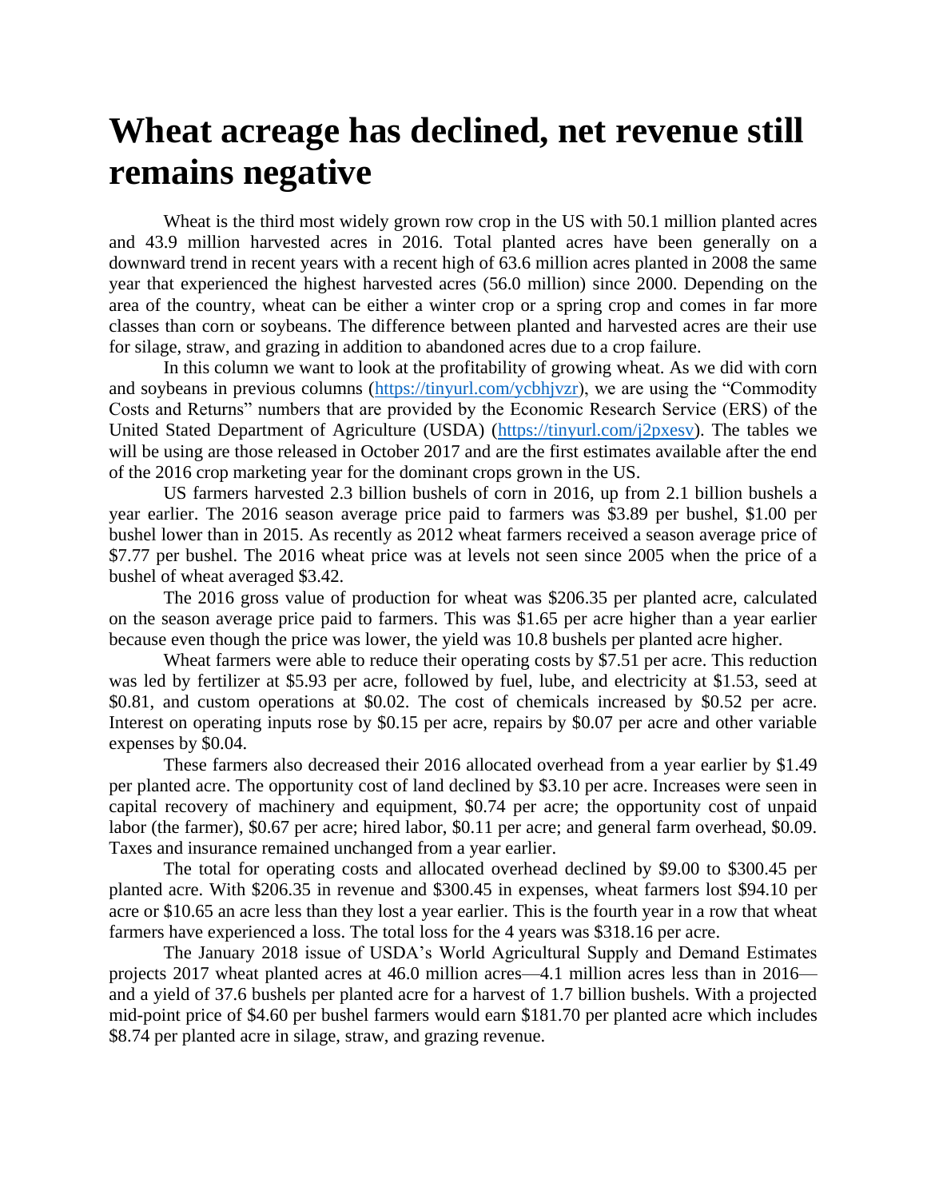# Wheat acreage has declined, net revenue still remains negative

Wheat is the third most widely grown row crop in the US with 50.1 million planted acres and 43.9 million harvested acres in 2016. Total planted acres have been generally on a downward trend in recent years with a recent high of 63.6 million acres planted in 2008 the same year that experienced the highest harvested acres (56.0 million) since 2000. Depending on the area of the country, wheat can be either a winter crop or a spring crop and comes in far more classes than corn or soybeans. The difference between planted and harvested acres are their use for silage, straw, and grazing in addition to abandoned acres due to a crop failure.

In this column we want to look at the profitability of growing wheat. As we did with corn and soybeans in previous columns (https://tinyurl.com/ycbhjvzr), we are using the "Commodity Costs and Returns" numbers that are provided by the Economic Research Service (ERS) of the United Stated Department of Agriculture (USDA) (https://tinyurl.com/j2pxesv). The tables we will be using are those released in October 2017 and are the first estimates available after the end of the 2016 crop marketing year for the dominant crops grown in the US.

US farmers harvested 2.3 billion bushels of corn in 2016, up from 2.1 billion bushels a year earlier. The 2016 season average price paid to farmers was $3.89 per bushel, $1.00 per bushel lower than in 2015. As recently as 2012 wheat farmers received a season average price of $7.77 per bushel. The 2016 wheat price was at levels not seen since 2005 when the price of a bushel of wheat averaged $3.42.

The 2016 gross value of production for wheat was $206.35 per planted acre, calculated on the season average price paid to farmers. This was $1.65 per acre higher than a year earlier because even though the price was lower, the yield was 10.8 bushels per planted acre higher.

Wheat farmers were able to reduce their operating costs by $7.51 per acre. This reduction was led by fertilizer at $5.93 per acre, followed by fuel, lube, and electricity at $1.53, seed at $0.81, and custom operations at $0.02. The cost of chemicals increased by $0.52 per acre. Interest on operating inputs rose by $0.15 per acre, repairs by $0.07 per acre and other variable expenses by $0.04.

These farmers also decreased their 2016 allocated overhead from a year earlier by $1.49 per planted acre. The opportunity cost of land declined by $3.10 per acre. Increases were seen in capital recovery of machinery and equipment, $0.74 per acre; the opportunity cost of unpaid labor (the farmer), $0.67 per acre; hired labor, $0.11 per acre; and general farm overhead, $0.09. Taxes and insurance remained unchanged from a year earlier.

The total for operating costs and allocated overhead declined by $9.00 to $300.45 per planted acre. With $206.35 in revenue and $300.45 in expenses, wheat farmers lost $94.10 per acre or $10.65 an acre less than they lost a year earlier. This is the fourth year in a row that wheat farmers have experienced a loss. The total loss for the 4 years was $318.16 per acre.

The January 2018 issue of USDA's World Agricultural Supply and Demand Estimates projects 2017 wheat planted acres at 46.0 million acres—4.1 million acres less than in 2016—and a yield of 37.6 bushels per planted acre for a harvest of 1.7 billion bushels. With a projected mid-point price of $4.60 per bushel farmers would earn $181.70 per planted acre which includes $8.74 per planted acre in silage, straw, and grazing revenue.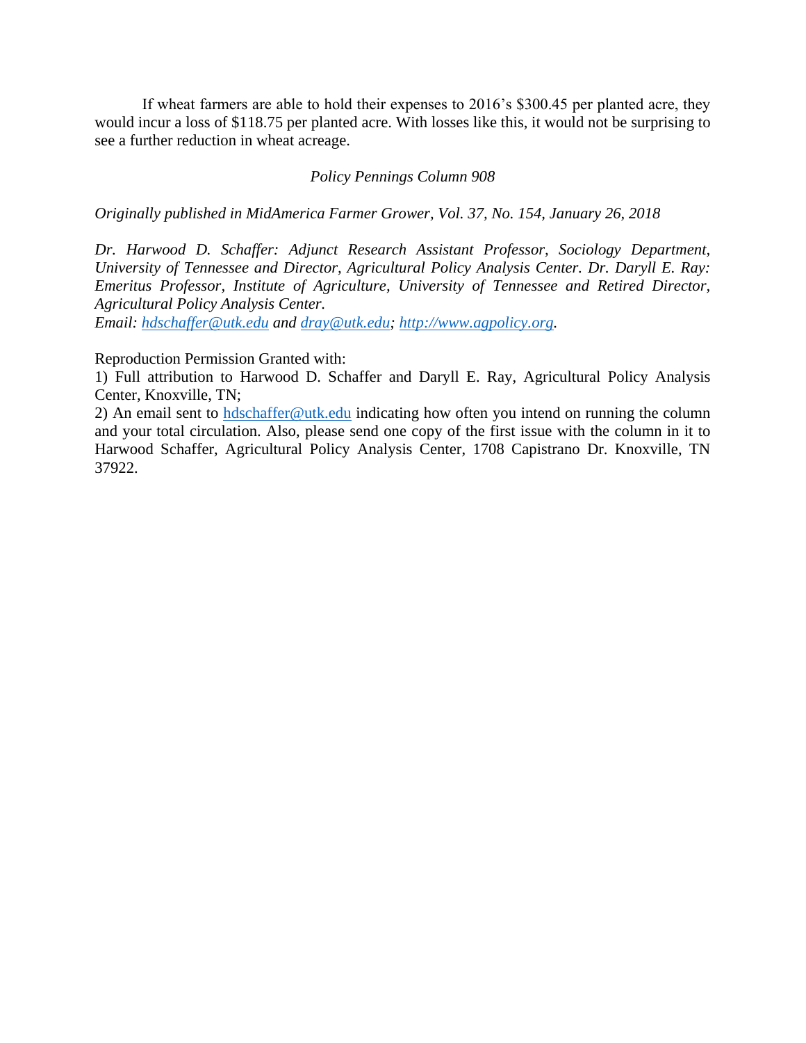If wheat farmers are able to hold their expenses to 2016's $300.45 per planted acre, they would incur a loss of $118.75 per planted acre. With losses like this, it would not be surprising to see a further reduction in wheat acreage.

*Policy Pennings Column 908*

*Originally published in MidAmerica Farmer Grower, Vol. 37, No. 154, January 26, 2018*

*Dr. Harwood D. Schaffer: Adjunct Research Assistant Professor, Sociology Department, University of Tennessee and Director, Agricultural Policy Analysis Center. Dr. Daryll E. Ray: Emeritus Professor, Institute of Agriculture, University of Tennessee and Retired Director, Agricultural Policy Analysis Center.*
*Email: hdschaffer@utk.edu and dray@utk.edu; http://www.agpolicy.org.*

Reproduction Permission Granted with:
1) Full attribution to Harwood D. Schaffer and Daryll E. Ray, Agricultural Policy Analysis Center, Knoxville, TN;
2) An email sent to hdschaffer@utk.edu indicating how often you intend on running the column and your total circulation. Also, please send one copy of the first issue with the column in it to Harwood Schaffer, Agricultural Policy Analysis Center, 1708 Capistrano Dr. Knoxville, TN 37922.